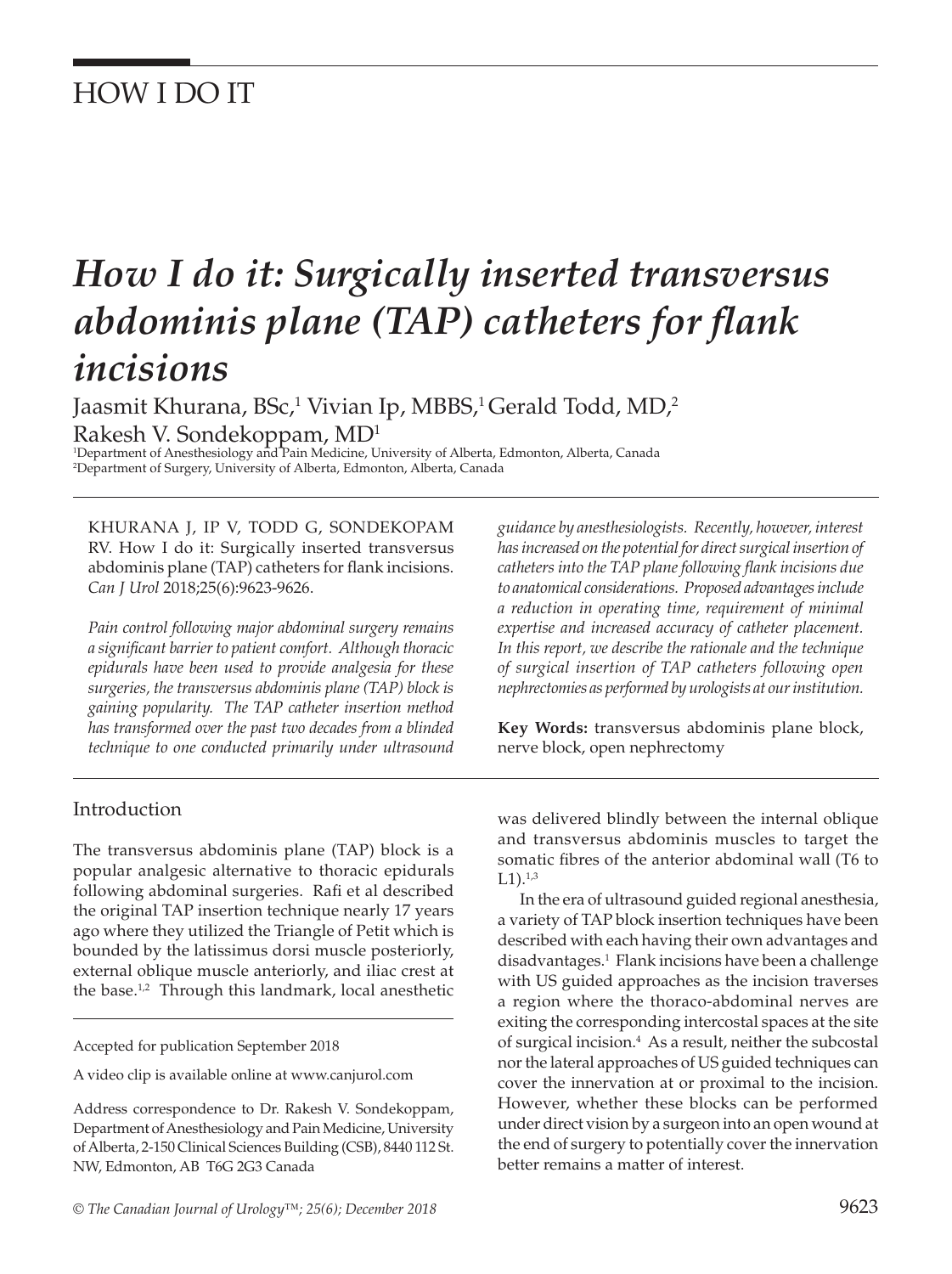# HOW I DO IT

# *How I do it: Surgically inserted transversus abdominis plane (TAP) catheters for flank incisions*

Jaasmit Khurana, BSc,[1] Vivian Ip, MBBS,[1] Gerald Todd, MD,[2] Rakesh V. Sondekoppam, MD[1]

[1]Department of Anesthesiology and Pain Medicine, University of Alberta, Edmonton, Alberta, Canada
[2]Department of Surgery, University of Alberta, Edmonton, Alberta, Canada

KHURANA J, IP V, TODD G, SONDEKOPAM RV. How I do it: Surgically inserted transversus abdominis plane (TAP) catheters for flank incisions. *Can J Urol* 2018;25(6):9623-9626.

*Pain control following major abdominal surgery remains a significant barrier to patient comfort. Although thoracic epidurals have been used to provide analgesia for these surgeries, the transversus abdominis plane (TAP) block is gaining popularity. The TAP catheter insertion method has transformed over the past two decades from a blinded technique to one conducted primarily under ultrasound guidance by anesthesiologists. Recently, however, interest has increased on the potential for direct surgical insertion of catheters into the TAP plane following flank incisions due to anatomical considerations. Proposed advantages include a reduction in operating time, requirement of minimal expertise and increased accuracy of catheter placement. In this report, we describe the rationale and the technique of surgical insertion of TAP catheters following open nephrectomies as performed by urologists at our institution.*

**Key Words:** transversus abdominis plane block, nerve block, open nephrectomy

## Introduction

The transversus abdominis plane (TAP) block is a popular analgesic alternative to thoracic epidurals following abdominal surgeries. Rafi et al described the original TAP insertion technique nearly 17 years ago where they utilized the Triangle of Petit which is bounded by the latissimus dorsi muscle posteriorly, external oblique muscle anteriorly, and iliac crest at the base.[1,2] Through this landmark, local anesthetic was delivered blindly between the internal oblique and transversus abdominis muscles to target the somatic fibres of the anterior abdominal wall (T6 to L1).[1,3]

In the era of ultrasound guided regional anesthesia, a variety of TAP block insertion techniques have been described with each having their own advantages and disadvantages.[1] Flank incisions have been a challenge with US guided approaches as the incision traverses a region where the thoraco-abdominal nerves are exiting the corresponding intercostal spaces at the site of surgical incision.[4] As a result, neither the subcostal nor the lateral approaches of US guided techniques can cover the innervation at or proximal to the incision. However, whether these blocks can be performed under direct vision by a surgeon into an open wound at the end of surgery to potentially cover the innervation better remains a matter of interest.

Accepted for publication September 2018

A video clip is available online at www.canjurol.com

Address correspondence to Dr. Rakesh V. Sondekoppam, Department of Anesthesiology and Pain Medicine, University of Alberta, 2-150 Clinical Sciences Building (CSB), 8440 112 St. NW, Edmonton, AB T6G 2G3 Canada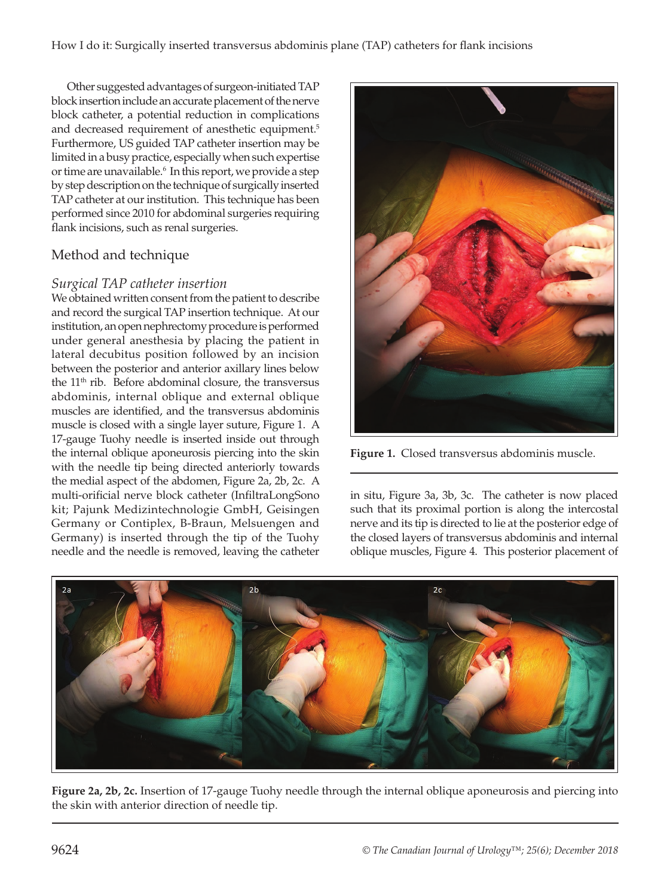Other suggested advantages of surgeon-initiated TAP block insertion include an accurate placement of the nerve block catheter, a potential reduction in complications and decreased requirement of anesthetic equipment.[5] Furthermore, US guided TAP catheter insertion may be limited in a busy practice, especially when such expertise or time are unavailable.[6] In this report, we provide a step by step description on the technique of surgically inserted TAP catheter at our institution. This technique has been performed since 2010 for abdominal surgeries requiring flank incisions, such as renal surgeries.

## Method and technique

### *Surgical TAP catheter insertion*

We obtained written consent from the patient to describe and record the surgical TAP insertion technique. At our institution, an open nephrectomy procedure is performed under general anesthesia by placing the patient in lateral decubitus position followed by an incision between the posterior and anterior axillary lines below the 11th rib. Before abdominal closure, the transversus abdominis, internal oblique and external oblique muscles are identified, and the transversus abdominis muscle is closed with a single layer suture, Figure 1. A 17-gauge Tuohy needle is inserted inside out through the internal oblique aponeurosis piercing into the skin with the needle tip being directed anteriorly towards the medial aspect of the abdomen, Figure 2a, 2b, 2c. A multi-orificial nerve block catheter (InfiltraLongSono kit; Pajunk Medizintechnologie GmbH, Geisingen Germany or Contiplex, B-Braun, Melsuengen and Germany) is inserted through the tip of the Tuohy needle and the needle is removed, leaving the catheter in situ, Figure 3a, 3b, 3c. The catheter is now placed such that its proximal portion is along the intercostal nerve and its tip is directed to lie at the posterior edge of the closed layers of transversus abdominis and internal oblique muscles, Figure 4. This posterior placement of

**Figure 1.** Closed transversus abdominis muscle.

**Figure 2a, 2b, 2c.** Insertion of 17-gauge Tuohy needle through the internal oblique aponeurosis and piercing into the skin with anterior direction of needle tip.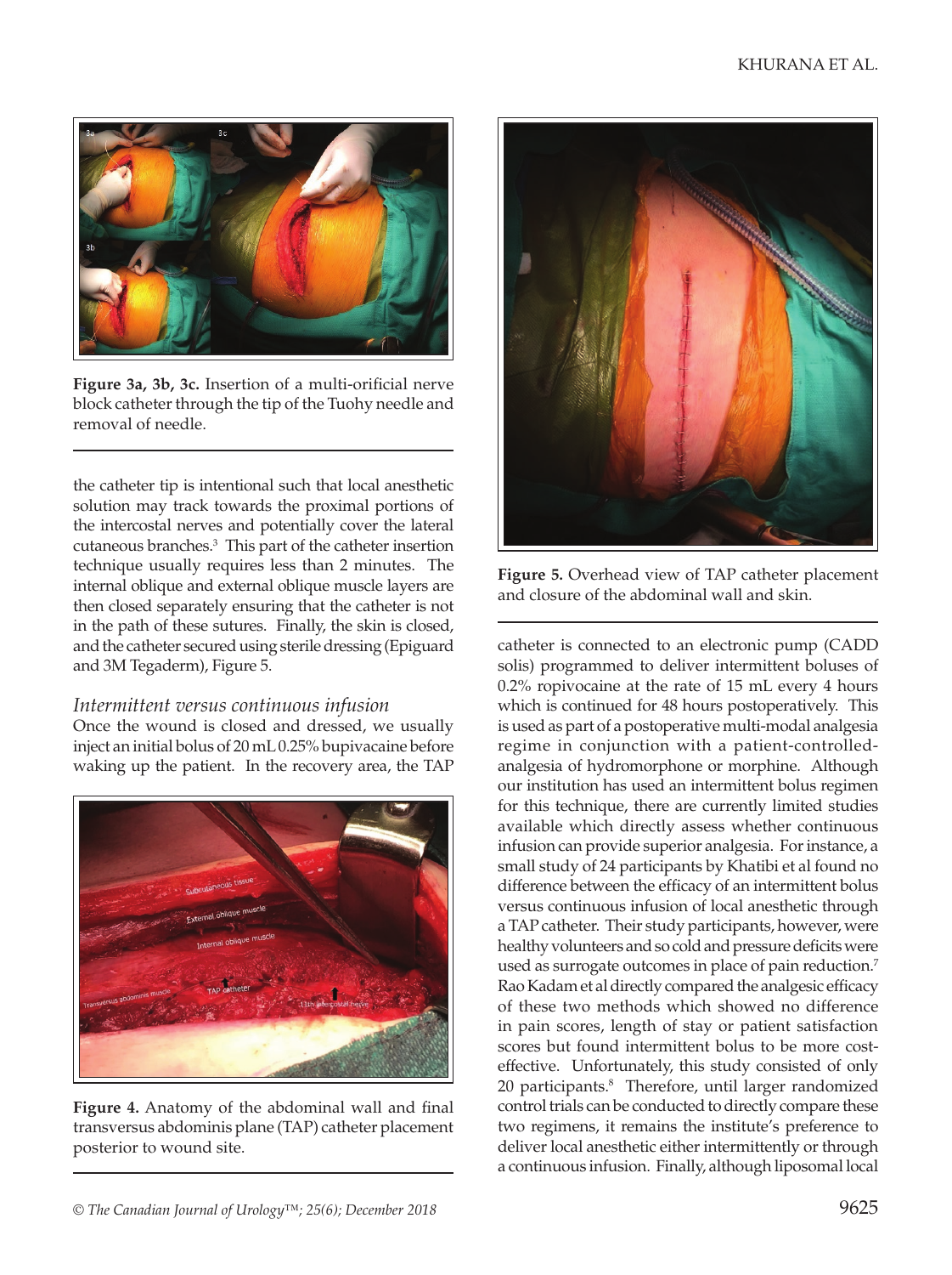Figure 3a, 3b, 3c. Insertion of a multi-orificial nerve block catheter through the tip of the Tuohy needle and removal of needle.

the catheter tip is intentional such that local anesthetic solution may track towards the proximal portions of the intercostal nerves and potentially cover the lateral cutaneous branches.[3] This part of the catheter insertion technique usually requires less than 2 minutes. The internal oblique and external oblique muscle layers are then closed separately ensuring that the catheter is not in the path of these sutures. Finally, the skin is closed, and the catheter secured using sterile dressing (Epiguard and 3M Tegaderm), Figure 5.

*Intermittent versus continuous infusion*

Once the wound is closed and dressed, we usually inject an initial bolus of 20 mL 0.25% bupivacaine before waking up the patient. In the recovery area, the TAP catheter is connected to an electronic pump (CADD solis) programmed to deliver intermittent boluses of 0.2% ropivocaine at the rate of 15 mL every 4 hours which is continued for 48 hours postoperatively. This is used as part of a postoperative multi-modal analgesia regime in conjunction with a patient-controlled-analgesia of hydromorphone or morphine. Although our institution has used an intermittent bolus regimen for this technique, there are currently limited studies available which directly assess whether continuous infusion can provide superior analgesia. For instance, a small study of 24 participants by Khatibi et al found no difference between the efficacy of an intermittent bolus versus continuous infusion of local anesthetic through a TAP catheter. Their study participants, however, were healthy volunteers and so cold and pressure deficits were used as surrogate outcomes in place of pain reduction.[7] Rao Kadam et al directly compared the analgesic efficacy of these two methods which showed no difference in pain scores, length of stay or patient satisfaction scores but found intermittent bolus to be more cost-effective. Unfortunately, this study consisted of only 20 participants.[8] Therefore, until larger randomized control trials can be conducted to directly compare these two regimens, it remains the institute's preference to deliver local anesthetic either intermittently or through a continuous infusion. Finally, although liposomal local

Figure 4. Anatomy of the abdominal wall and final transversus abdominis plane (TAP) catheter placement posterior to wound site.

Figure 5. Overhead view of TAP catheter placement and closure of the abdominal wall and skin.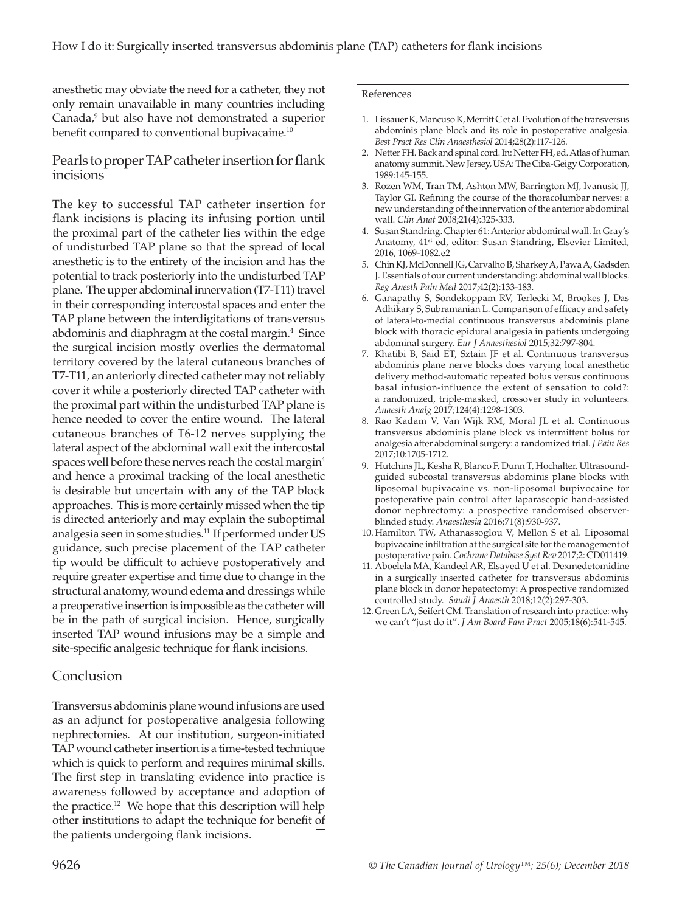anesthetic may obviate the need for a catheter, they not only remain unavailable in many countries including Canada,[9] but also have not demonstrated a superior benefit compared to conventional bupivacaine.[10]

## Pearls to proper TAP catheter insertion for flank incisions

The key to successful TAP catheter insertion for flank incisions is placing its infusing portion until the proximal part of the catheter lies within the edge of undisturbed TAP plane so that the spread of local anesthetic is to the entirety of the incision and has the potential to track posteriorly into the undisturbed TAP plane. The upper abdominal innervation (T7-T11) travel in their corresponding intercostal spaces and enter the TAP plane between the interdigitations of transversus abdominis and diaphragm at the costal margin.[4] Since the surgical incision mostly overlies the dermatomal territory covered by the lateral cutaneous branches of T7-T11, an anteriorly directed catheter may not reliably cover it while a posteriorly directed TAP catheter with the proximal part within the undisturbed TAP plane is hence needed to cover the entire wound. The lateral cutaneous branches of T6-12 nerves supplying the lateral aspect of the abdominal wall exit the intercostal spaces well before these nerves reach the costal margin[4] and hence a proximal tracking of the local anesthetic is desirable but uncertain with any of the TAP block approaches. This is more certainly missed when the tip is directed anteriorly and may explain the suboptimal analgesia seen in some studies.[11] If performed under US guidance, such precise placement of the TAP catheter tip would be difficult to achieve postoperatively and require greater expertise and time due to change in the structural anatomy, wound edema and dressings while a preoperative insertion is impossible as the catheter will be in the path of surgical incision. Hence, surgically inserted TAP wound infusions may be a simple and site-specific analgesic technique for flank incisions.

## Conclusion

Transversus abdominis plane wound infusions are used as an adjunct for postoperative analgesia following nephrectomies. At our institution, surgeon-initiated TAP wound catheter insertion is a time-tested technique which is quick to perform and requires minimal skills. The first step in translating evidence into practice is awareness followed by acceptance and adoption of the practice.[12] We hope that this description will help other institutions to adapt the technique for benefit of the patients undergoing flank incisions.

## References

1. Lissauer K, Mancuso K, Merritt C et al. Evolution of the transversus abdominis plane block and its role in postoperative analgesia. *Best Pract Res Clin Anaesthesiol* 2014;28(2):117-126.
2. Netter FH. Back and spinal cord. In: Netter FH, ed. Atlas of human anatomy summit. New Jersey, USA: The Ciba-Geigy Corporation, 1989:145-155.
3. Rozen WM, Tran TM, Ashton MW, Barrington MJ, Ivanusic JJ, Taylor GI. Refining the course of the thoracolumbar nerves: a new understanding of the innervation of the anterior abdominal wall. *Clin Anat* 2008;21(4):325-333.
4. Susan Standring. Chapter 61: Anterior abdominal wall. In Gray's Anatomy, 41st ed, editor: Susan Standring, Elsevier Limited, 2016, 1069-1082.e2
5. Chin KJ, McDonnell JG, Carvalho B, Sharkey A, Pawa A, Gadsden J. Essentials of our current understanding: abdominal wall blocks. *Reg Anesth Pain Med* 2017;42(2):133-183.
6. Ganapathy S, Sondekoppam RV, Terlecki M, Brookes J, Das Adhikary S, Subramanian L. Comparison of efficacy and safety of lateral-to-medial continuous transversus abdominis plane block with thoracic epidural analgesia in patients undergoing abdominal surgery. *Eur J Anaesthesiol* 2015;32:797-804.
7. Khatibi B, Said ET, Sztain JF et al. Continuous transversus abdominis plane nerve blocks does varying local anesthetic delivery method-automatic repeated bolus versus continuous basal infusion-influence the extent of sensation to cold?: a randomized, triple-masked, crossover study in volunteers. *Anaesth Analg* 2017;124(4):1298-1303.
8. Rao Kadam V, Van Wijk RM, Moral JL et al. Continuous transversus abdominis plane block vs intermittent bolus for analgesia after abdominal surgery: a randomized trial. *J Pain Res* 2017;10:1705-1712.
9. Hutchins JL, Kesha R, Blanco F, Dunn T, Hochalter. Ultrasound-guided subcostal transversus abdominis plane blocks with liposomal bupivacaine vs. non-liposomal bupivocaine for postoperative pain control after laparoscopic hand-assisted donor nephrectomy: a prospective randomised observer-blinded study. *Anaesthesia* 2016;71(8):930-937.
10. Hamilton TW, Athanassoglou V, Mellon S et al. Liposomal bupivacaine infiltration at the surgical site for the management of postoperative pain. *Cochrane Database Syst Rev* 2017;2: CD011419.
11. Aboelela MA, Kandeel AR, Elsayed U et al. Dexmedetomidine in a surgically inserted catheter for transversus abdominis plane block in donor hepatectomy: A prospective randomized controlled study. *Saudi J Anaesth* 2018;12(2):297-303.
12. Green LA, Seifert CM. Translation of research into practice: why we can't "just do it". *J Am Board Fam Pract* 2005;18(6):541-545.